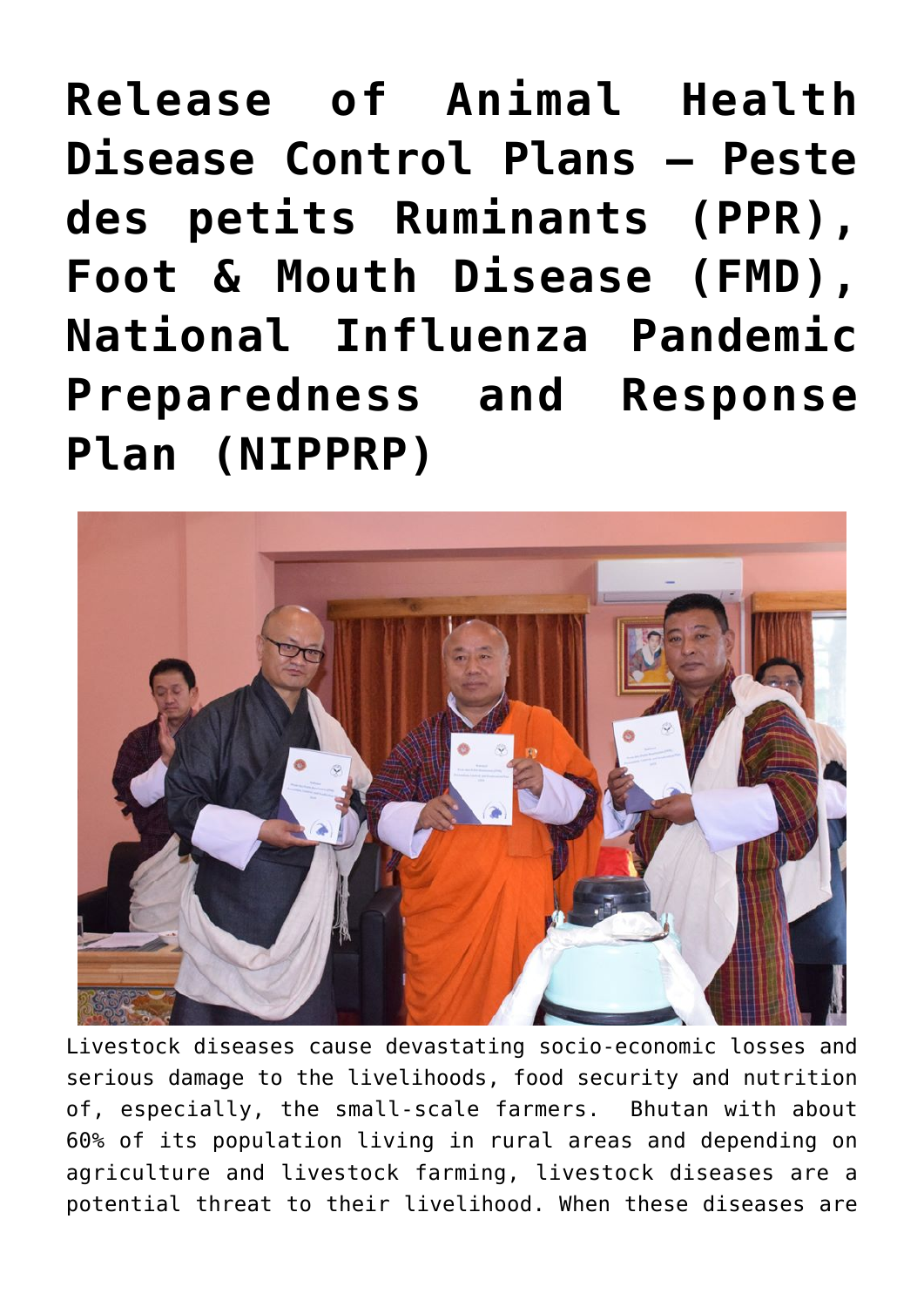# Release of Animal Health Disease Control Plans – Peste des petits Ruminants (PPR), Foot & Mouth Disease (FMD), National Influenza Pandemic Preparedness and Response Plan (NIPPRP)

Livestock diseases cause devastating socio-economic losses and serious damage to the livelihoods, food security and nutrition of, especially, the small-scale farmers. Bhutan with about 60% of its population living in rural areas and depending on agriculture and livestock farming, livestock diseases are a potential threat to their livelihood. When these diseases are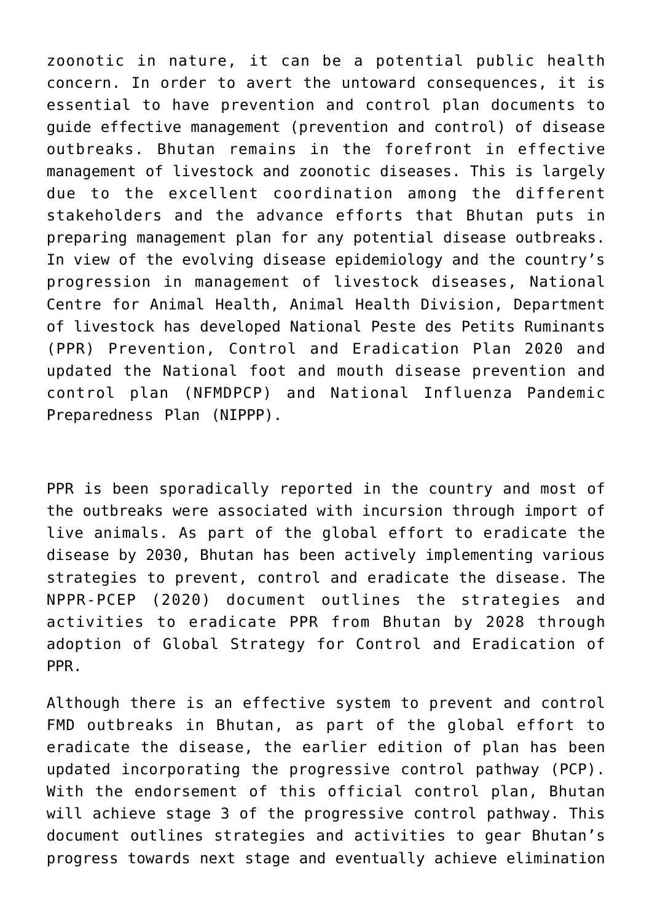zoonotic in nature, it can be a potential public health concern. In order to avert the untoward consequences, it is essential to have prevention and control plan documents to guide effective management (prevention and control) of disease outbreaks. Bhutan remains in the forefront in effective management of livestock and zoonotic diseases. This is largely due to the excellent coordination among the different stakeholders and the advance efforts that Bhutan puts in preparing management plan for any potential disease outbreaks. In view of the evolving disease epidemiology and the country's progression in management of livestock diseases, National Centre for Animal Health, Animal Health Division, Department of livestock has developed National Peste des Petits Ruminants (PPR) Prevention, Control and Eradication Plan 2020 and updated the National foot and mouth disease prevention and control plan (NFMDPCP) and National Influenza Pandemic Preparedness Plan (NIPPP).

PPR is been sporadically reported in the country and most of the outbreaks were associated with incursion through import of live animals. As part of the global effort to eradicate the disease by 2030, Bhutan has been actively implementing various strategies to prevent, control and eradicate the disease. The NPPR-PCEP (2020) document outlines the strategies and activities to eradicate PPR from Bhutan by 2028 through adoption of Global Strategy for Control and Eradication of PPR.

Although there is an effective system to prevent and control FMD outbreaks in Bhutan, as part of the global effort to eradicate the disease, the earlier edition of plan has been updated incorporating the progressive control pathway (PCP). With the endorsement of this official control plan, Bhutan will achieve stage 3 of the progressive control pathway. This document outlines strategies and activities to gear Bhutan's progress towards next stage and eventually achieve elimination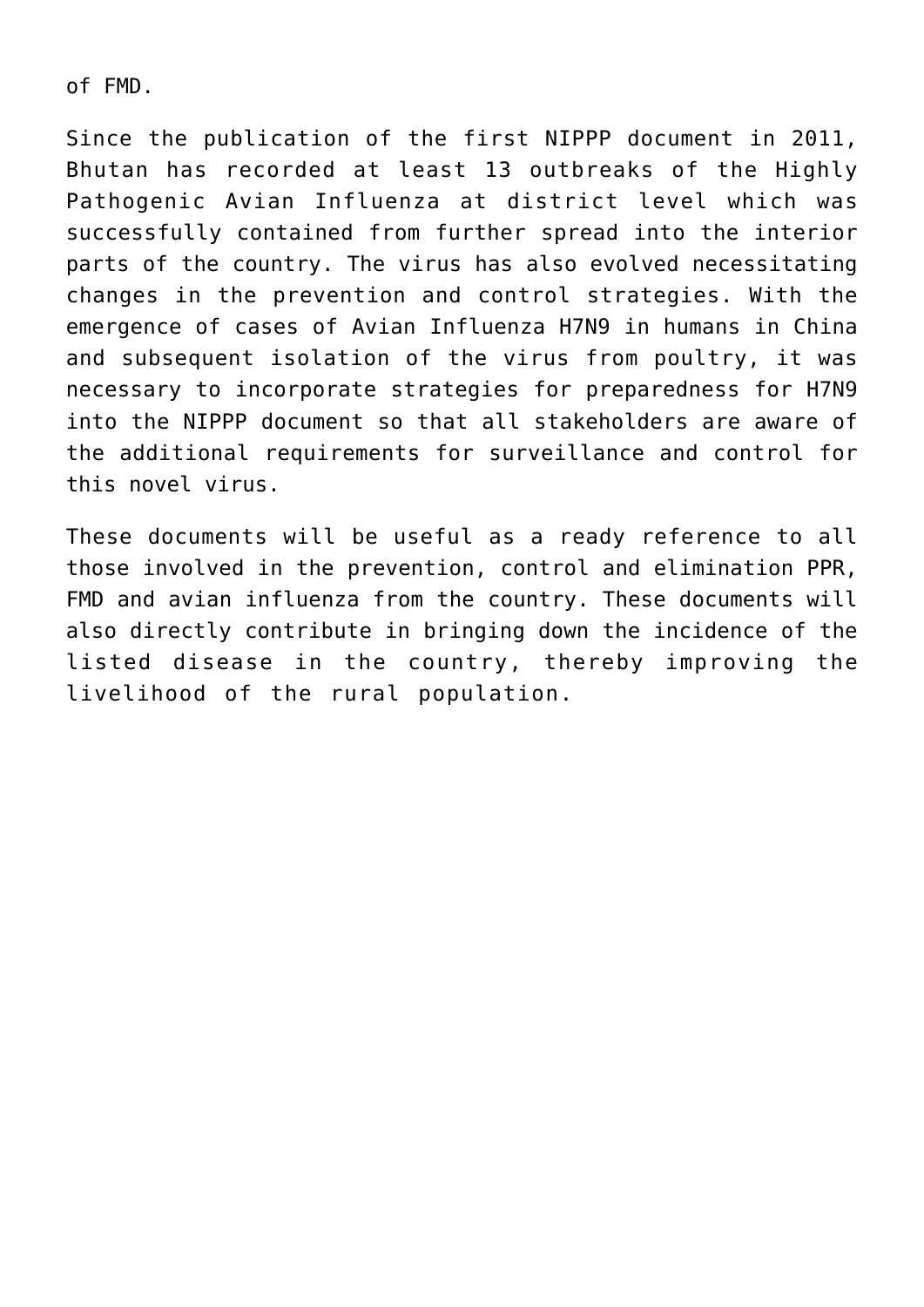of FMD.

Since the publication of the first NIPPP document in 2011, Bhutan has recorded at least 13 outbreaks of the Highly Pathogenic Avian Influenza at district level which was successfully contained from further spread into the interior parts of the country. The virus has also evolved necessitating changes in the prevention and control strategies. With the emergence of cases of Avian Influenza H7N9 in humans in China and subsequent isolation of the virus from poultry, it was necessary to incorporate strategies for preparedness for H7N9 into the NIPPP document so that all stakeholders are aware of the additional requirements for surveillance and control for this novel virus.

These documents will be useful as a ready reference to all those involved in the prevention, control and elimination PPR, FMD and avian influenza from the country. These documents will also directly contribute in bringing down the incidence of the listed disease in the country, thereby improving the livelihood of the rural population.